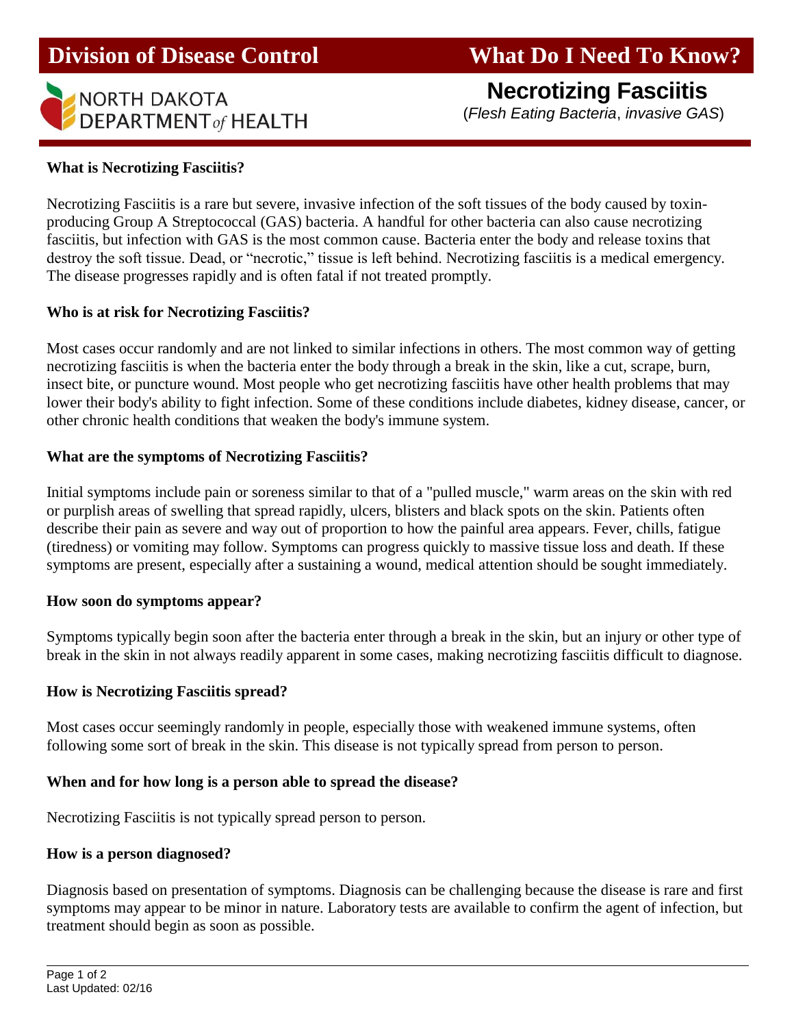**Division of Disease Control** **What Do I Need To Know?**

NORTH DAKOTA DEPARTMENT *of* HEALTH

# Necrotizing Fasciitis

(*Flesh Eating Bacteria*, *invasive GAS*)

## What is Necrotizing Fasciitis?

Necrotizing Fasciitis is a rare but severe, invasive infection of the soft tissues of the body caused by toxin-producing Group A Streptococcal (GAS) bacteria. A handful for other bacteria can also cause necrotizing fasciitis, but infection with GAS is the most common cause. Bacteria enter the body and release toxins that destroy the soft tissue. Dead, or "necrotic," tissue is left behind. Necrotizing fasciitis is a medical emergency. The disease progresses rapidly and is often fatal if not treated promptly.

## Who is at risk for Necrotizing Fasciitis?

Most cases occur randomly and are not linked to similar infections in others. The most common way of getting necrotizing fasciitis is when the bacteria enter the body through a break in the skin, like a cut, scrape, burn, insect bite, or puncture wound. Most people who get necrotizing fasciitis have other health problems that may lower their body's ability to fight infection. Some of these conditions include diabetes, kidney disease, cancer, or other chronic health conditions that weaken the body's immune system.

## What are the symptoms of Necrotizing Fasciitis?

Initial symptoms include pain or soreness similar to that of a "pulled muscle," warm areas on the skin with red or purplish areas of swelling that spread rapidly, ulcers, blisters and black spots on the skin. Patients often describe their pain as severe and way out of proportion to how the painful area appears. Fever, chills, fatigue (tiredness) or vomiting may follow. Symptoms can progress quickly to massive tissue loss and death. If these symptoms are present, especially after a sustaining a wound, medical attention should be sought immediately.

## How soon do symptoms appear?

Symptoms typically begin soon after the bacteria enter through a break in the skin, but an injury or other type of break in the skin in not always readily apparent in some cases, making necrotizing fasciitis difficult to diagnose.

## How is Necrotizing Fasciitis spread?

Most cases occur seemingly randomly in people, especially those with weakened immune systems, often following some sort of break in the skin. This disease is not typically spread from person to person.

## When and for how long is a person able to spread the disease?

Necrotizing Fasciitis is not typically spread person to person.

## How is a person diagnosed?

Diagnosis based on presentation of symptoms. Diagnosis can be challenging because the disease is rare and first symptoms may appear to be minor in nature. Laboratory tests are available to confirm the agent of infection, but treatment should begin as soon as possible.

Last Updated: 02/16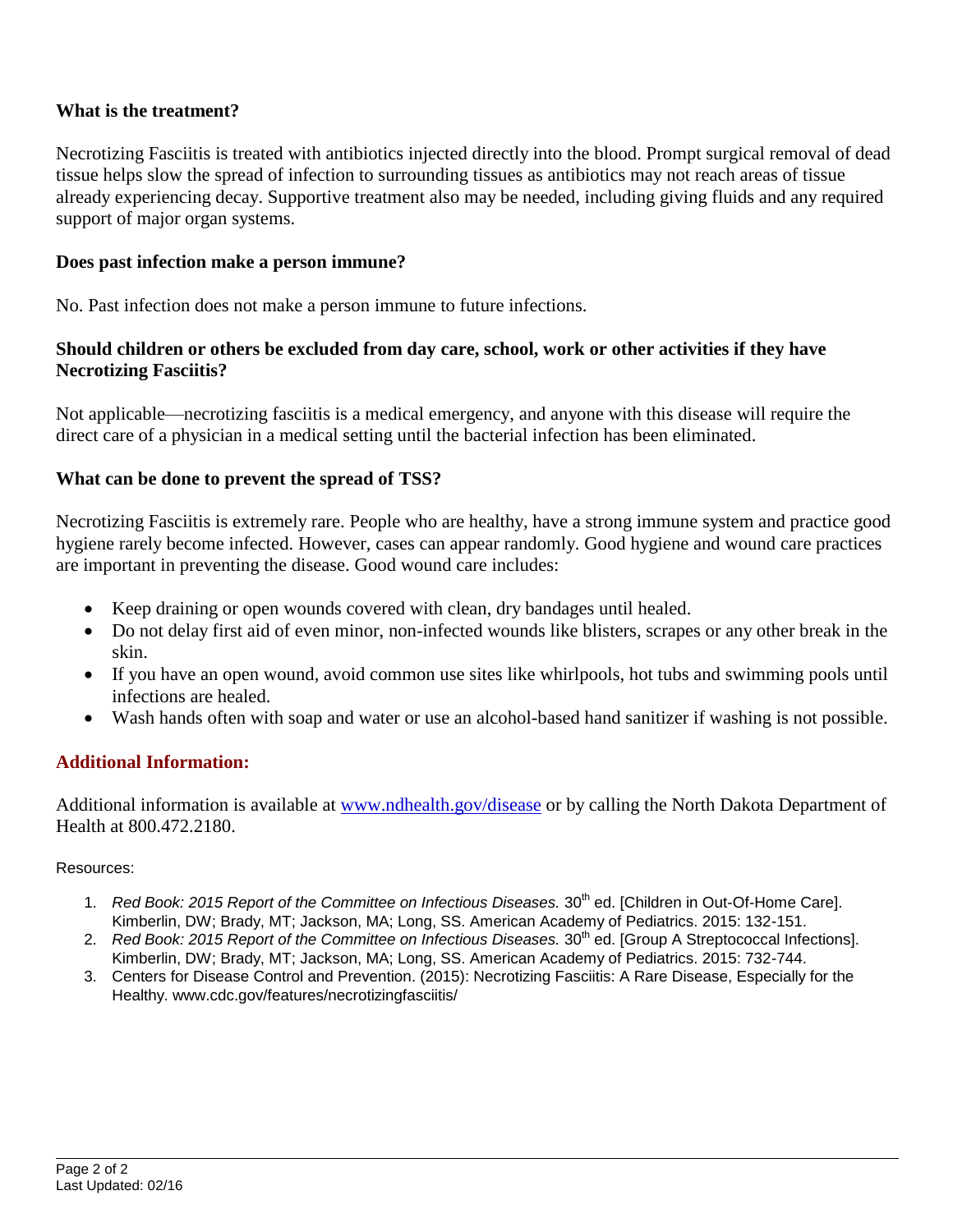### What is the treatment?

Necrotizing Fasciitis is treated with antibiotics injected directly into the blood. Prompt surgical removal of dead tissue helps slow the spread of infection to surrounding tissues as antibiotics may not reach areas of tissue already experiencing decay. Supportive treatment also may be needed, including giving fluids and any required support of major organ systems.

### Does past infection make a person immune?

No. Past infection does not make a person immune to future infections.

### Should children or others be excluded from day care, school, work or other activities if they have Necrotizing Fasciitis?

Not applicable—necrotizing fasciitis is a medical emergency, and anyone with this disease will require the direct care of a physician in a medical setting until the bacterial infection has been eliminated.

### What can be done to prevent the spread of TSS?

Necrotizing Fasciitis is extremely rare. People who are healthy, have a strong immune system and practice good hygiene rarely become infected. However, cases can appear randomly. Good hygiene and wound care practices are important in preventing the disease. Good wound care includes:

- Keep draining or open wounds covered with clean, dry bandages until healed.
- Do not delay first aid of even minor, non-infected wounds like blisters, scrapes or any other break in the skin.
- If you have an open wound, avoid common use sites like whirlpools, hot tubs and swimming pools until infections are healed.
- Wash hands often with soap and water or use an alcohol-based hand sanitizer if washing is not possible.

## Additional Information:

Additional information is available at www.ndhealth.gov/disease or by calling the North Dakota Department of Health at 800.472.2180.

Resources:

1. *Red Book: 2015 Report of the Committee on Infectious Diseases.* 30th ed. [Children in Out-Of-Home Care]. Kimberlin, DW; Brady, MT; Jackson, MA; Long, SS. American Academy of Pediatrics. 2015: 132-151.
2. *Red Book: 2015 Report of the Committee on Infectious Diseases.* 30th ed. [Group A Streptococcal Infections]. Kimberlin, DW; Brady, MT; Jackson, MA; Long, SS. American Academy of Pediatrics. 2015: 732-744.
3. Centers for Disease Control and Prevention. (2015): Necrotizing Fasciitis: A Rare Disease, Especially for the Healthy. www.cdc.gov/features/necrotizingfasciitis/

Last Updated: 02/16